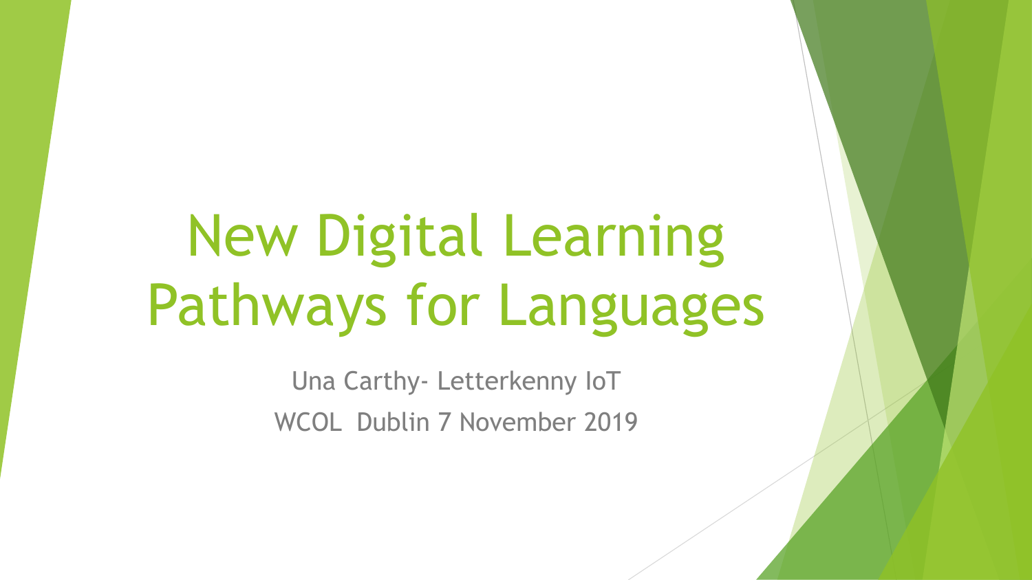# New Digital Learning Pathways for Languages

Una Carthy- Letterkenny IoT

WCOL Dublin 7 November 2019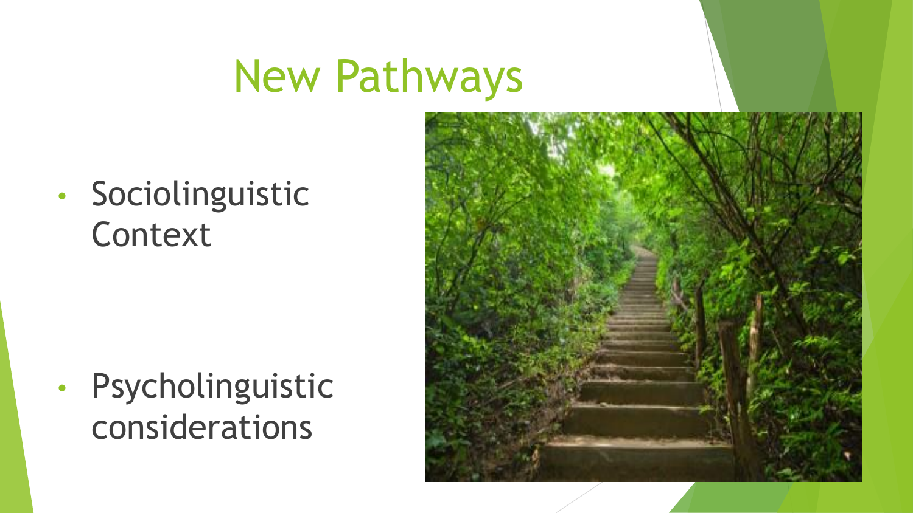# New Pathways

- Sociolinguistic Context
- Psycholinguistic considerations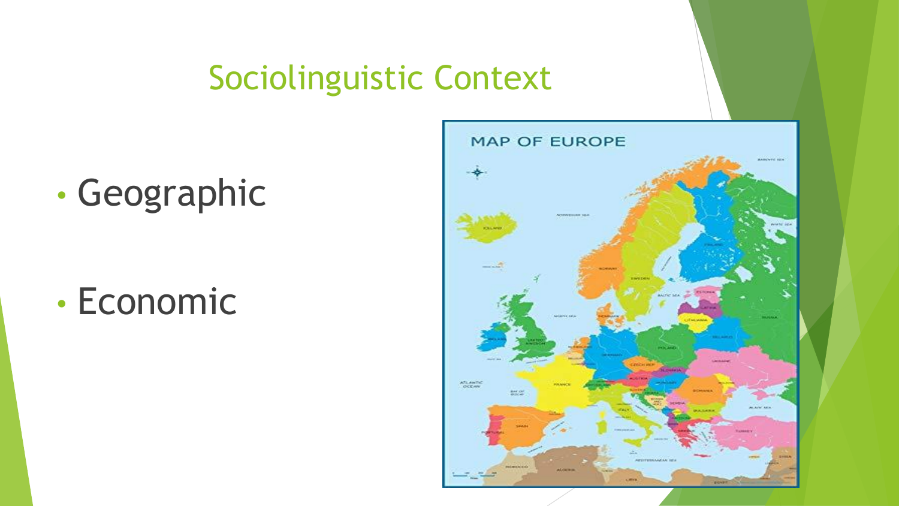# Sociolinguistic Context

- Geographic
- Economic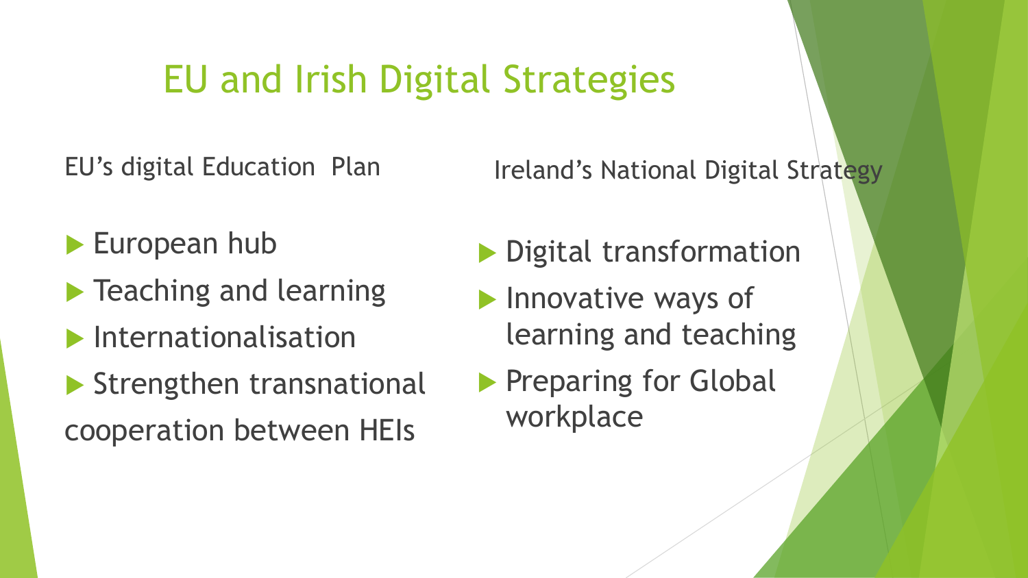# EU and Irish Digital Strategies

EU's digital Education Plan

- European hub
- Teaching and learning
- Internationalisation
- Strengthen transnational cooperation between HEIs

Ireland's National Digital Strategy

- Digital transformation
- Innovative ways of learning and teaching
- Preparing for Global workplace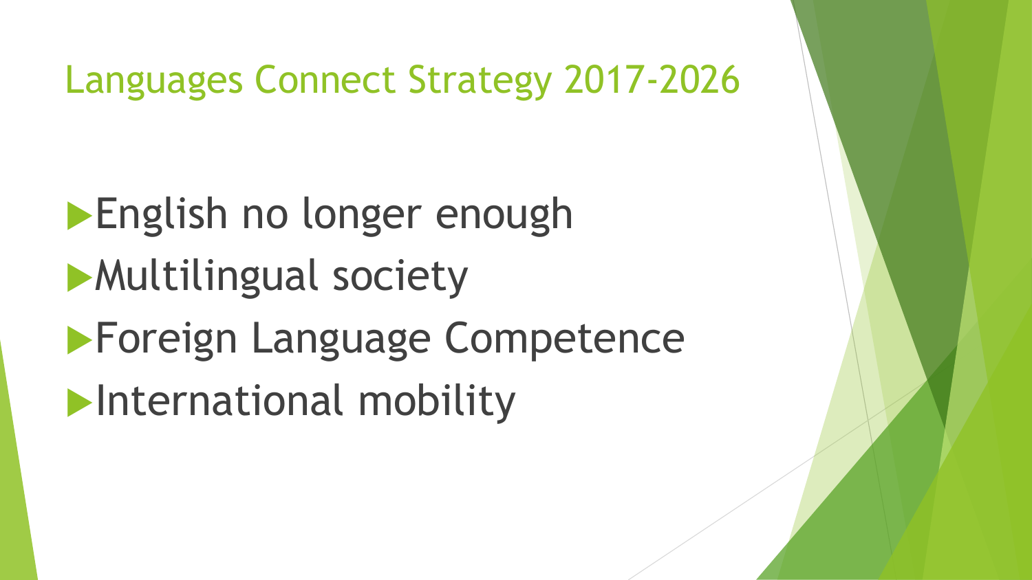# Languages Connect Strategy 2017-2026

- English no longer enough
- Multilingual society
- Foreign Language Competence
- International mobility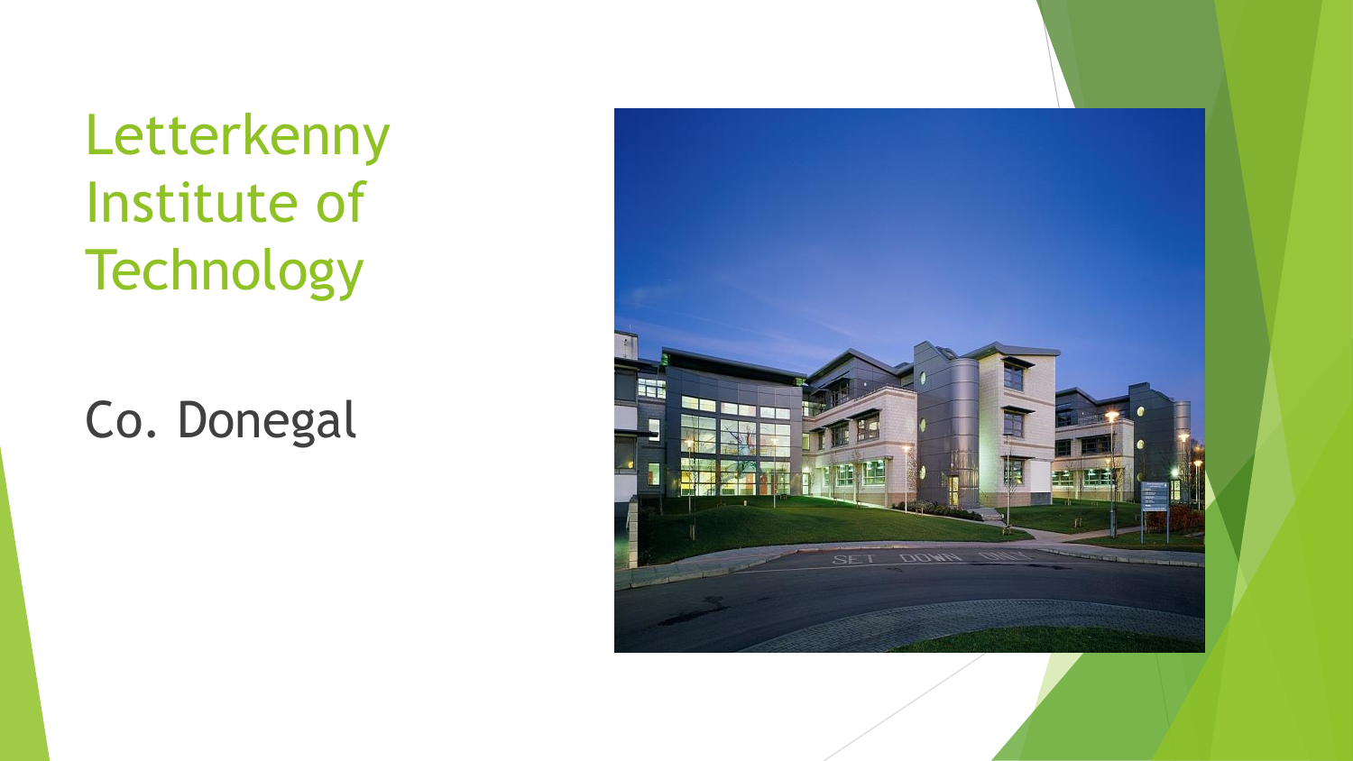# Letterkenny Institute of Technology

Co. Donegal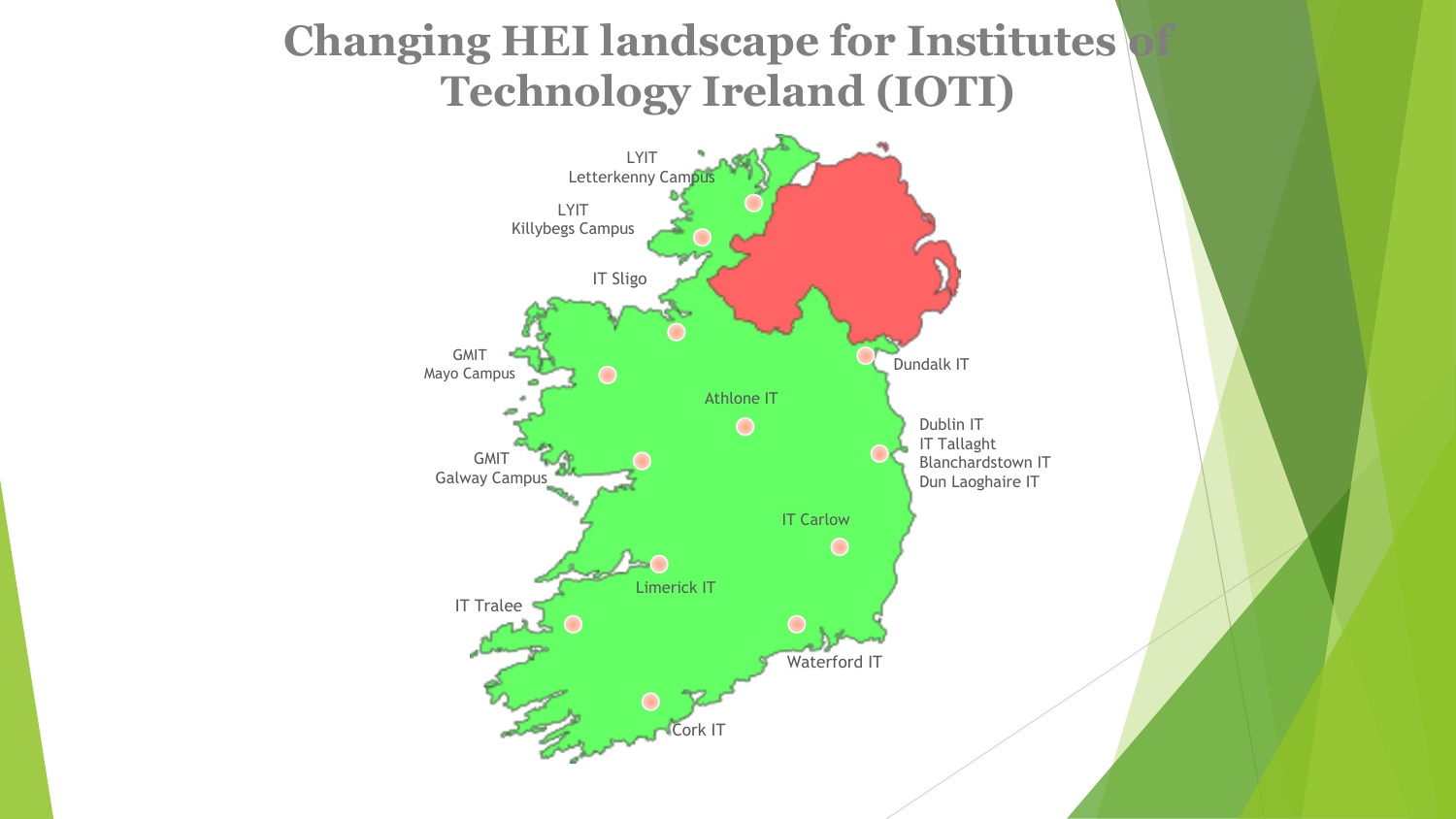# Changing HEI landscape for Institutes of Technology Ireland (IOTI)

LYIT
Letterkenny Campus

LYIT
Killybegs Campus

IT Sligo

GMIT
Mayo Campus

Athlone IT

Dundalk IT

Dublin IT
IT Tallaght
Blanchardstown IT
Dun Laoghaire IT

GMIT
Galway Campus

IT Carlow

Limerick IT

IT Tralee

Waterford IT

Cork IT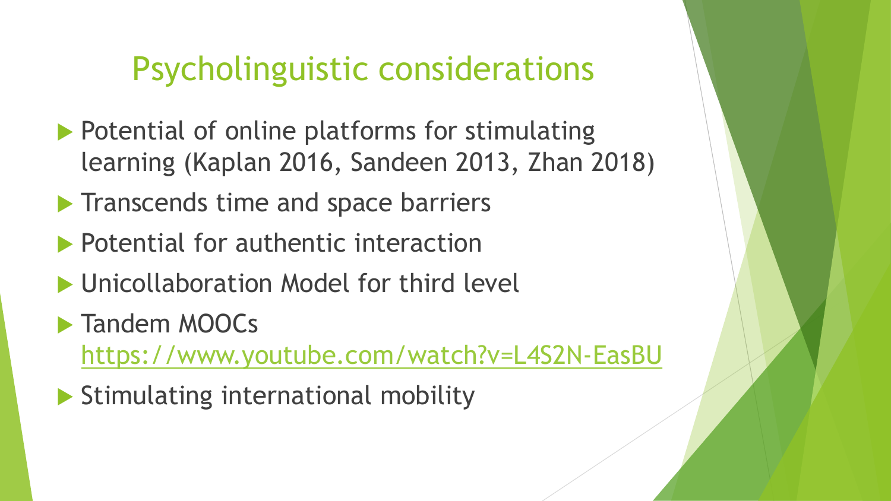# Psycholinguistic considerations

- Potential of online platforms for stimulating learning (Kaplan 2016, Sandeen 2013, Zhan 2018)
- Transcends time and space barriers
- Potential for authentic interaction
- Unicollaboration Model for third level
- Tandem MOOCs https://www.youtube.com/watch?v=L4S2N-EasBU
- Stimulating international mobility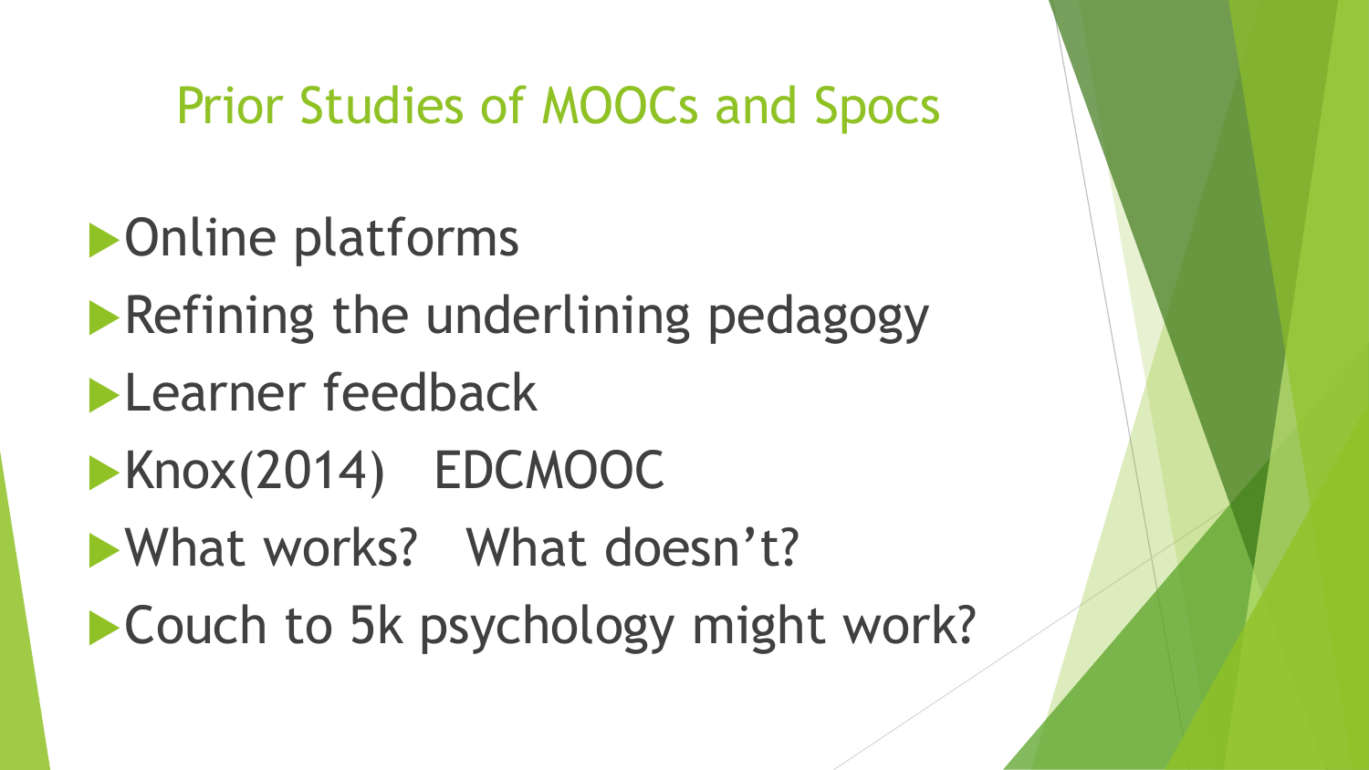# Prior Studies of MOOCs and Spocs

- Online platforms
- Refining the underlining pedagogy
- Learner feedback
- Knox(2014)   EDCMOOC
- What works?   What doesn't?
- Couch to 5k psychology might work?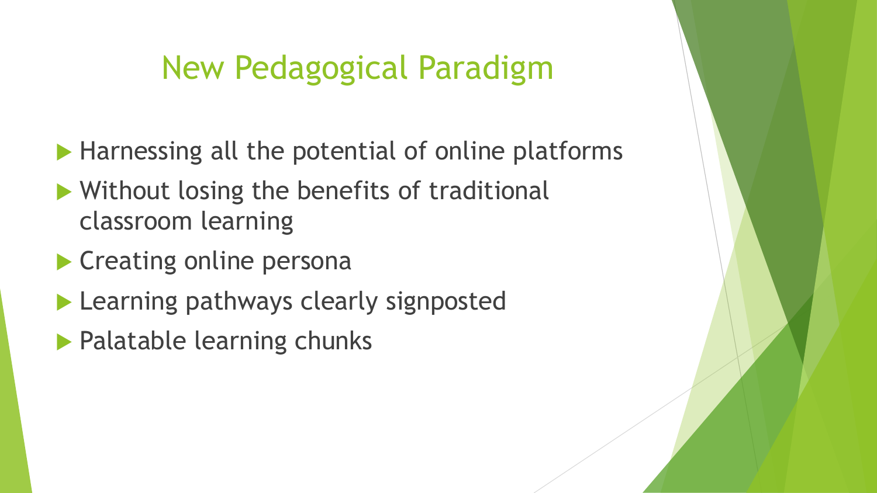# New Pedagogical Paradigm

- Harnessing all the potential of online platforms
- Without losing the benefits of traditional classroom learning
- Creating online persona
- Learning pathways clearly signposted
- Palatable learning chunks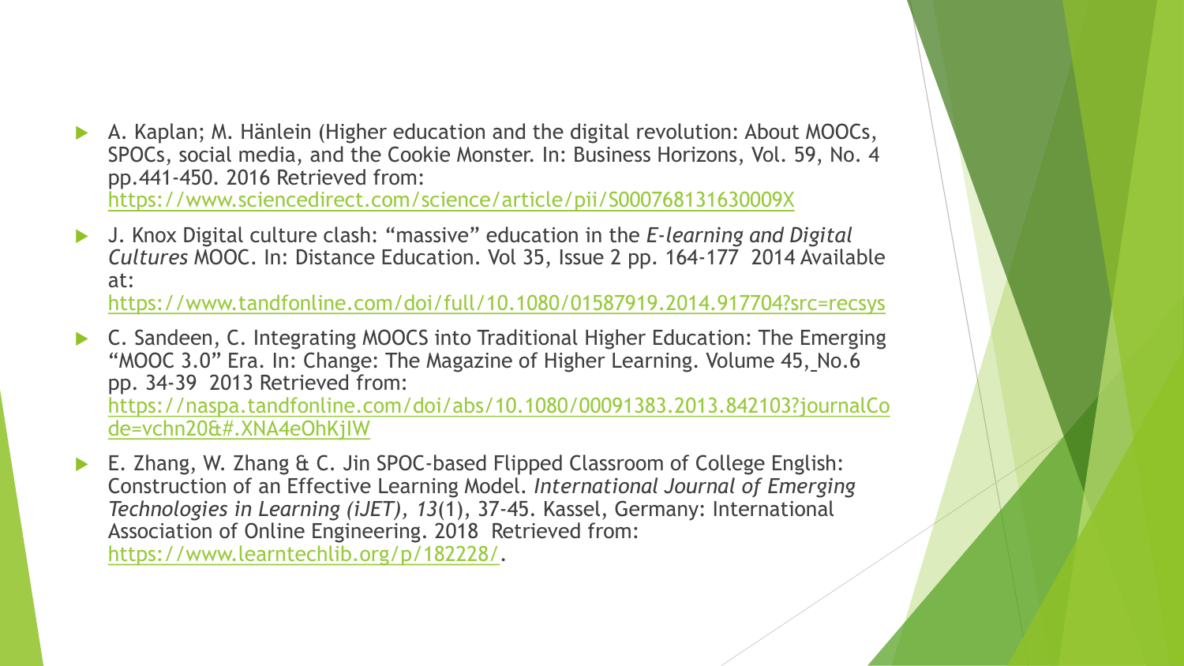- A. Kaplan; M. Hänlein (Higher education and the digital revolution: About MOOCs, SPOCs, social media, and the Cookie Monster. In: Business Horizons, Vol. 59, No. 4 pp.441-450. 2016 Retrieved from: https://www.sciencedirect.com/science/article/pii/S000768131630009X

- J. Knox Digital culture clash: "massive" education in the *E-learning and Digital Cultures* MOOC. In: Distance Education. Vol 35, Issue 2 pp. 164-177 2014 Available at: https://www.tandfonline.com/doi/full/10.1080/01587919.2014.917704?src=recsys

- C. Sandeen, C. Integrating MOOCS into Traditional Higher Education: The Emerging "MOOC 3.0" Era. In: Change: The Magazine of Higher Learning. Volume 45, No.6 pp. 34-39 2013 Retrieved from: https://naspa.tandfonline.com/doi/abs/10.1080/00091383.2013.842103?journalCode=vchn20&#.XNA4eOhKjIW

- E. Zhang, W. Zhang & C. Jin SPOC-based Flipped Classroom of College English: Construction of an Effective Learning Model. *International Journal of Emerging Technologies in Learning (iJET), 13*(1), 37-45. Kassel, Germany: International Association of Online Engineering. 2018 Retrieved from: https://www.learntechlib.org/p/182228/.